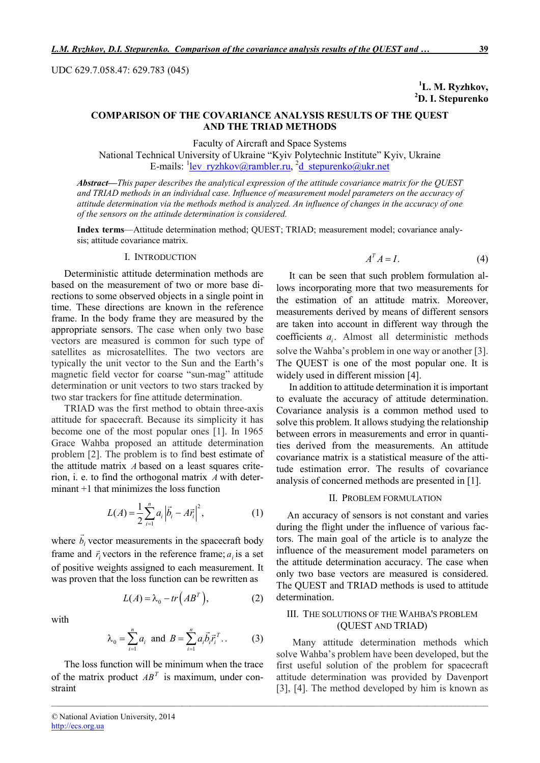UDC 629.7.058.47: 629.783 (045)

**[1]L. M. Ryzhkov,**
**[2]D. I. Stepurenko**

# COMPARISON OF THE COVARIANCE ANALYSIS RESULTS OF THE QUEST AND THE TRIAD METHODS

Faculty of Aircraft and Space Systems
National Technical University of Ukraine "Kyiv Polytechnic Institute" Kyiv, Ukraine
E-mails: [1]lev_ryzhkov@rambler.ru, [2]d_stepurenko@ukr.net

***Abstract*****—***This paper describes the analytical expression of the attitude covariance matrix for the QUEST and TRIAD methods in an individual case. Influence of measurement model parameters on the accuracy of attitude determination via the methods method is analyzed. An influence of changes in the accuracy of one of the sensors on the attitude determination is considered.*

**Index terms**—Attitude determination method; QUEST; TRIAD; measurement model; covariance analysis; attitude covariance matrix.

## I. INTRODUCTION

Deterministic attitude determination methods are based on the measurement of two or more base directions to some observed objects in a single point in time. These directions are known in the reference frame. In the body frame they are measured by the appropriate sensors. The case when only two base vectors are measured is common for such type of satellites as microsatellites. The two vectors are typically the unit vector to the Sun and the Earth's magnetic field vector for coarse "sun-mag" attitude determination or unit vectors to two stars tracked by two star trackers for fine attitude determination.

TRIAD was the first method to obtain three-axis attitude for spacecraft. Because its simplicity it has become one of the most popular ones [1]. In 1965 Grace Wahba proposed an attitude determination problem [2]. The problem is to find best estimate of the attitude matrix $A$ based on a least squares criterion, i. e. to find the orthogonal matrix $A$ with determinant +1 that minimizes the loss function

$$L(A)=\frac{1}{2}\sum_{i=1}^{n}a_i\left|\vec{b}_i-A\vec{r}_i\right|^2, \qquad (1)$$

where $\vec{b}_i$ vector measurements in the spacecraft body frame and $\vec{r}_i$ vectors in the reference frame; $a_i$ is a set of positive weights assigned to each measurement. It was proven that the loss function can be rewritten as

$$L(A)=\lambda_0-tr\left(AB^T\right), \qquad (2)$$

with

$$\lambda_0=\sum_{i=1}^{n}a_i \text{ and } B=\sum_{i=1}^{n}a_i\vec{b}_i\vec{r}_i^{\,T}.. \qquad (3)$$

The loss function will be minimum when the trace of the matrix product $AB^T$ is maximum, under constraint

$$A^TA=I. \qquad (4)$$

It can be seen that such problem formulation allows incorporating more that two measurements for the estimation of an attitude matrix. Moreover, measurements derived by means of different sensors are taken into account in different way through the coefficients $a_i$. Almost all deterministic methods solve the Wahba's problem in one way or another [3]. The QUEST is one of the most popular one. It is widely used in different mission [4].

In addition to attitude determination it is important to evaluate the accuracy of attitude determination. Covariance analysis is a common method used to solve this problem. It allows studying the relationship between errors in measurements and error in quantities derived from the measurements. An attitude covariance matrix is a statistical measure of the attitude estimation error. The results of covariance analysis of concerned methods are presented in [1].

## II. PROBLEM FORMULATION

An accuracy of sensors is not constant and varies during the flight under the influence of various factors. The main goal of the article is to analyze the influence of the measurement model parameters on the attitude determination accuracy. The case when only two base vectors are measured is considered. The QUEST and TRIAD methods is used to attitude determination.

## III. THE SOLUTIONS OF THE WAHBA'S PROBLEM (QUEST AND TRIAD)

Many attitude determination methods which solve Wahba's problem have been developed, but the first useful solution of the problem for spacecraft attitude determination was provided by Davenport [3], [4]. The method developed by him is known as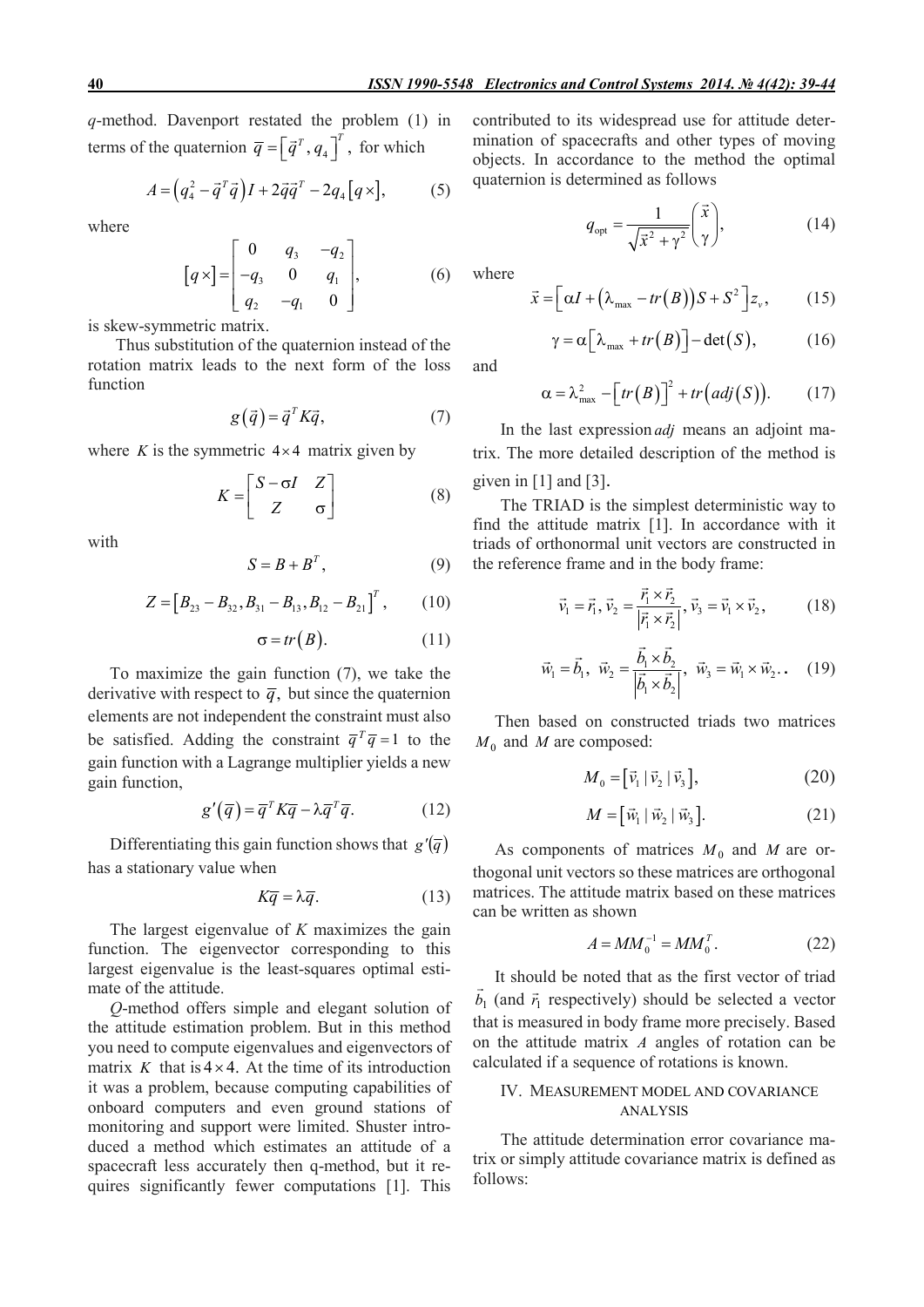*q*-method. Davenport restated the problem (1) in terms of the quaternion $\bar{q} = \left[\vec{q}^T, q_4\right]^T$, for which

$$A = \left(q_4^2 - \vec{q}^T \vec{q}\right) I + 2\vec{q}\vec{q}^T - 2q_4 \left[q \times\right], \qquad (5)$$

where

$$\left[q \times\right] = \begin{bmatrix} 0 & q_3 & -q_2 \\ -q_3 & 0 & q_1 \\ q_2 & -q_1 & 0 \end{bmatrix}, \qquad (6)$$

is skew-symmetric matrix.

Thus substitution of the quaternion instead of the rotation matrix leads to the next form of the loss function

$$g\left(\bar{q}\right) = \bar{q}^T K \bar{q}, \qquad (7)$$

where $K$ is the symmetric $4 \times 4$ matrix given by

$$K = \begin{bmatrix} S - \sigma I & Z \\ Z & \sigma \end{bmatrix} \qquad (8)$$

with

$$S = B + B^T, \qquad (9)$$

$$Z = \left[B_{23} - B_{32}, B_{31} - B_{13}, B_{12} - B_{21}\right]^T, \qquad (10)$$

$$\sigma = tr\left(B\right). \qquad (11)$$

To maximize the gain function (7), we take the derivative with respect to $\bar{q}$, but since the quaternion elements are not independent the constraint must also be satisfied. Adding the constraint $\bar{q}^T \bar{q} = 1$ to the gain function with a Lagrange multiplier yields a new gain function,

$$g'\left(\bar{q}\right) = \bar{q}^T K \bar{q} - \lambda \bar{q}^T \bar{q}. \qquad (12)$$

Differentiating this gain function shows that $g'(\bar{q})$ has a stationary value when

$$K\bar{q} = \lambda \bar{q}. \qquad (13)$$

The largest eigenvalue of $K$ maximizes the gain function. The eigenvector corresponding to this largest eigenvalue is the least-squares optimal estimate of the attitude.

*Q*-method offers simple and elegant solution of the attitude estimation problem. But in this method you need to compute eigenvalues and eigenvectors of matrix $K$ that is $4 \times 4$. At the time of its introduction it was a problem, because computing capabilities of onboard computers and even ground stations of monitoring and support were limited. Shuster introduced a method which estimates an attitude of a spacecraft less accurately then q-method, but it requires significantly fewer computations [1]. This contributed to its widespread use for attitude determination of spacecrafts and other types of moving objects. In accordance to the method the optimal quaternion is determined as follows

$$q_{\text{opt}} = \frac{1}{\sqrt{\vec{x}^2 + \gamma^2}} \begin{pmatrix} \vec{x} \\ \gamma \end{pmatrix}, \qquad (14)$$

where

$$\vec{x} = \left[\alpha I + \left(\lambda_{\max} - tr\left(B\right)\right) S + S^2\right] z_v, \qquad (15)$$

$$\gamma = \alpha \left[\lambda_{\max} + tr\left(B\right)\right] - \det\left(S\right), \qquad (16)$$

and

$$\alpha = \lambda_{\max}^2 - \left[tr\left(B\right)\right]^2 + tr\left(adj\left(S\right)\right). \qquad (17)$$

In the last expression $adj$ means an adjoint matrix. The more detailed description of the method is given in [1] and [3].

The TRIAD is the simplest deterministic way to find the attitude matrix [1]. In accordance with it triads of orthonormal unit vectors are constructed in the reference frame and in the body frame:

$$\vec{v}_1 = \vec{r}_1, \; \vec{v}_2 = \frac{\vec{r}_1 \times \vec{r}_2}{\left|\vec{r}_1 \times \vec{r}_2\right|}, \; \vec{v}_3 = \vec{v}_1 \times \vec{v}_2, \qquad (18)$$

$$\vec{w}_1 = \vec{b}_1, \; \vec{w}_2 = \frac{\vec{b}_1 \times \vec{b}_2}{\left|\vec{b}_1 \times \vec{b}_2\right|}, \; \vec{w}_3 = \vec{w}_1 \times \vec{w}_2. \qquad (19)$$

Then based on constructed triads two matrices $M_0$ and $M$ are composed:

$$M_0 = \left[\vec{v}_1 \mid \vec{v}_2 \mid \vec{v}_3\right], \qquad (20)$$

$$M = \left[\vec{w}_1 \mid \vec{w}_2 \mid \vec{w}_3\right]. \qquad (21)$$

As components of matrices $M_0$ and $M$ are orthogonal unit vectors so these matrices are orthogonal matrices. The attitude matrix based on these matrices can be written as shown

$$A = M M_0^{-1} = M M_0^T. \qquad (22)$$

It should be noted that as the first vector of triad $\vec{b}_1$ (and $\vec{r}_1$ respectively) should be selected a vector that is measured in body frame more precisely. Based on the attitude matrix $A$ angles of rotation can be calculated if a sequence of rotations is known.

## IV. Measurement model and covariance analysis

The attitude determination error covariance matrix or simply attitude covariance matrix is defined as follows: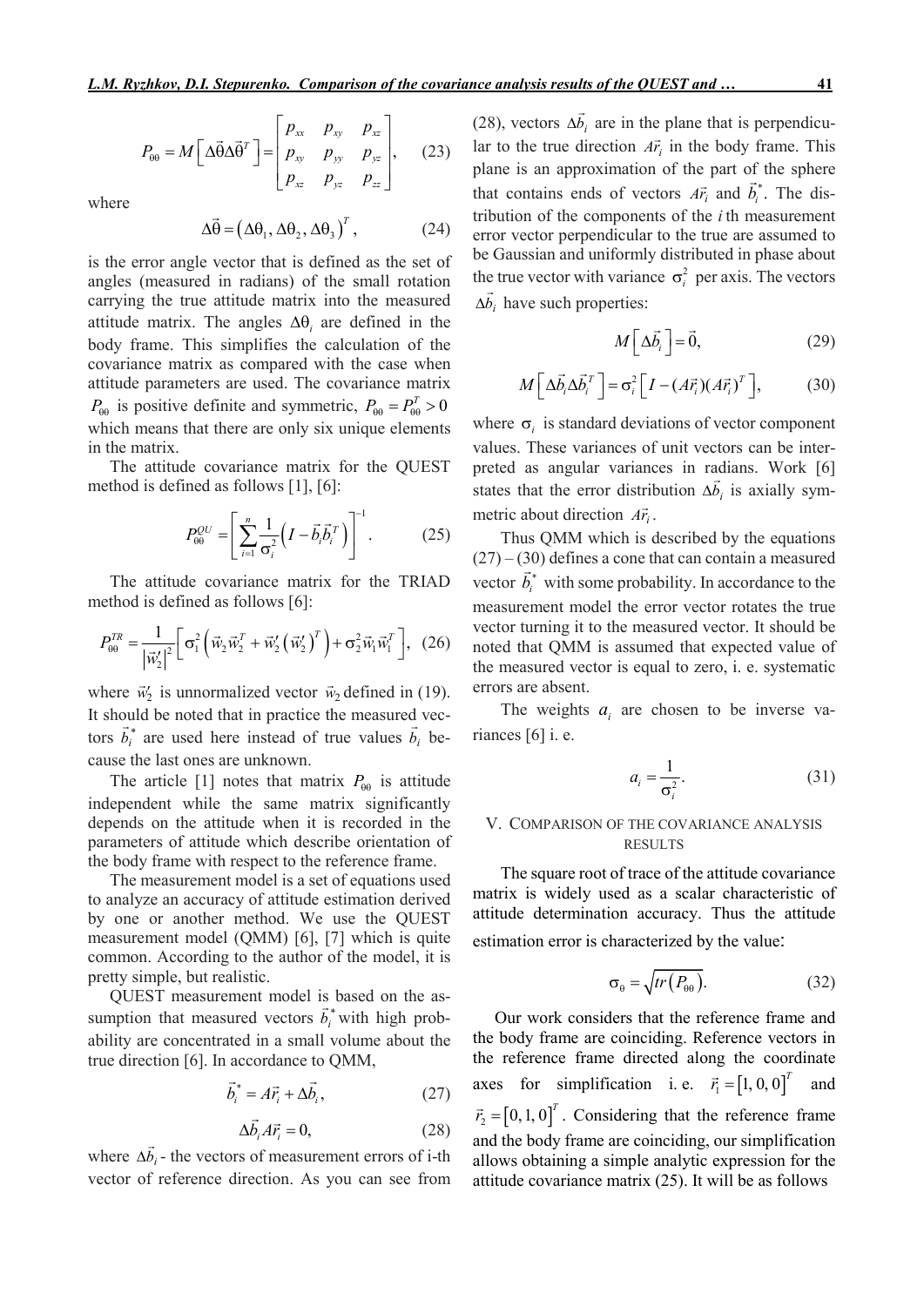$$P_{\theta\theta} = M\left[\Delta\vec{\theta}\Delta\vec{\theta}^T\right] = \begin{bmatrix} p_{xx} & p_{xy} & p_{xz} \\ p_{xy} & p_{yy} & p_{yz} \\ p_{xz} & p_{yz} & p_{zz} \end{bmatrix}, \quad (23)$$

where

$$\Delta\vec{\theta} = \left(\Delta\theta_1, \Delta\theta_2, \Delta\theta_3\right)^T, \quad (24)$$

is the error angle vector that is defined as the set of angles (measured in radians) of the small rotation carrying the true attitude matrix into the measured attitude matrix. The angles $\Delta\theta_i$ are defined in the body frame. This simplifies the calculation of the covariance matrix as compared with the case when attitude parameters are used. The covariance matrix $P_{\theta\theta}$ is positive definite and symmetric, $P_{\theta\theta} = P_{\theta\theta}^T > 0$ which means that there are only six unique elements in the matrix.

The attitude covariance matrix for the QUEST method is defined as follows [1], [6]:

$$P_{\theta\theta}^{QU} = \left[\sum_{i=1}^{n} \frac{1}{\sigma_i^2}\left(I - \vec{b}_i\vec{b}_i^T\right)\right]^{-1}. \quad (25)$$

The attitude covariance matrix for the TRIAD method is defined as follows [6]:

$$P_{\theta\theta}^{TR} = \frac{1}{\left|\vec{w}_2'\right|^2}\left[\sigma_1^2\left(\vec{w}_2\vec{w}_2^T + \vec{w}_2'\left(\vec{w}_2'\right)^T\right) + \sigma_2^2\vec{w}_1\vec{w}_1^T\right], \quad (26)$$

where $\vec{w}_2'$ is unnormalized vector $\vec{w}_2$ defined in (19). It should be noted that in practice the measured vectors $\vec{b}_i^*$ are used here instead of true values $\vec{b}_i$ because the last ones are unknown.

The article [1] notes that matrix $P_{\theta\theta}$ is attitude independent while the same matrix significantly depends on the attitude when it is recorded in the parameters of attitude which describe orientation of the body frame with respect to the reference frame.

The measurement model is a set of equations used to analyze an accuracy of attitude estimation derived by one or another method. We use the QUEST measurement model (QMM) [6], [7] which is quite common. According to the author of the model, it is pretty simple, but realistic.

QUEST measurement model is based on the assumption that measured vectors $\vec{b}_i^*$ with high probability are concentrated in a small volume about the true direction [6]. In accordance to QMM,

$$\vec{b}_i^* = A\vec{r}_i + \Delta\vec{b}_i, \quad (27)$$

$$\Delta\vec{b}_i A\vec{r}_i = 0, \quad (28)$$

where $\Delta\vec{b}_i$ - the vectors of measurement errors of i-th vector of reference direction. As you can see from (28), vectors $\Delta\vec{b}_i$ are in the plane that is perpendicular to the true direction $A\vec{r}_i$ in the body frame. This plane is an approximation of the part of the sphere that contains ends of vectors $A\vec{r}_i$ and $\vec{b}_i^*$. The distribution of the components of the $i$th measurement error vector perpendicular to the true are assumed to be Gaussian and uniformly distributed in phase about the true vector with variance $\sigma_i^2$ per axis. The vectors $\Delta\vec{b}_i$ have such properties:

$$M\left[\Delta\vec{b}_i\right] = \vec{0}, \quad (29)$$

$$M\left[\Delta\vec{b}_i\Delta\vec{b}_i^T\right] = \sigma_i^2\left[I - (A\vec{r}_i)(A\vec{r}_i)^T\right], \quad (30)$$

where $\sigma_i$ is standard deviations of vector component values. These variances of unit vectors can be interpreted as angular variances in radians. Work [6] states that the error distribution $\Delta\vec{b}_i$ is axially symmetric about direction $A\vec{r}_i$.

Thus QMM which is described by the equations (27) – (30) defines a cone that can contain a measured vector $\vec{b}_i^*$ with some probability. In accordance to the measurement model the error vector rotates the true vector turning it to the measured vector. It should be noted that QMM is assumed that expected value of the measured vector is equal to zero, i. e. systematic errors are absent.

The weights $a_i$ are chosen to be inverse variances [6] i. e.

$$a_i = \frac{1}{\sigma_i^2}. \quad (31)$$

## V. Comparison of the Covariance Analysis Results

The square root of trace of the attitude covariance matrix is widely used as a scalar characteristic of attitude determination accuracy. Thus the attitude estimation error is characterized by the value:

$$\sigma_\theta = \sqrt{tr\left(P_{\theta\theta}\right)}. \quad (32)$$

Our work considers that the reference frame and the body frame are coinciding. Reference vectors in the reference frame directed along the coordinate axes for simplification i. e. $\vec{r}_1 = [1, 0, 0]^T$ and $\vec{r}_2 = [0, 1, 0]^T$. Considering that the reference frame and the body frame are coinciding, our simplification allows obtaining a simple analytic expression for the attitude covariance matrix (25). It will be as follows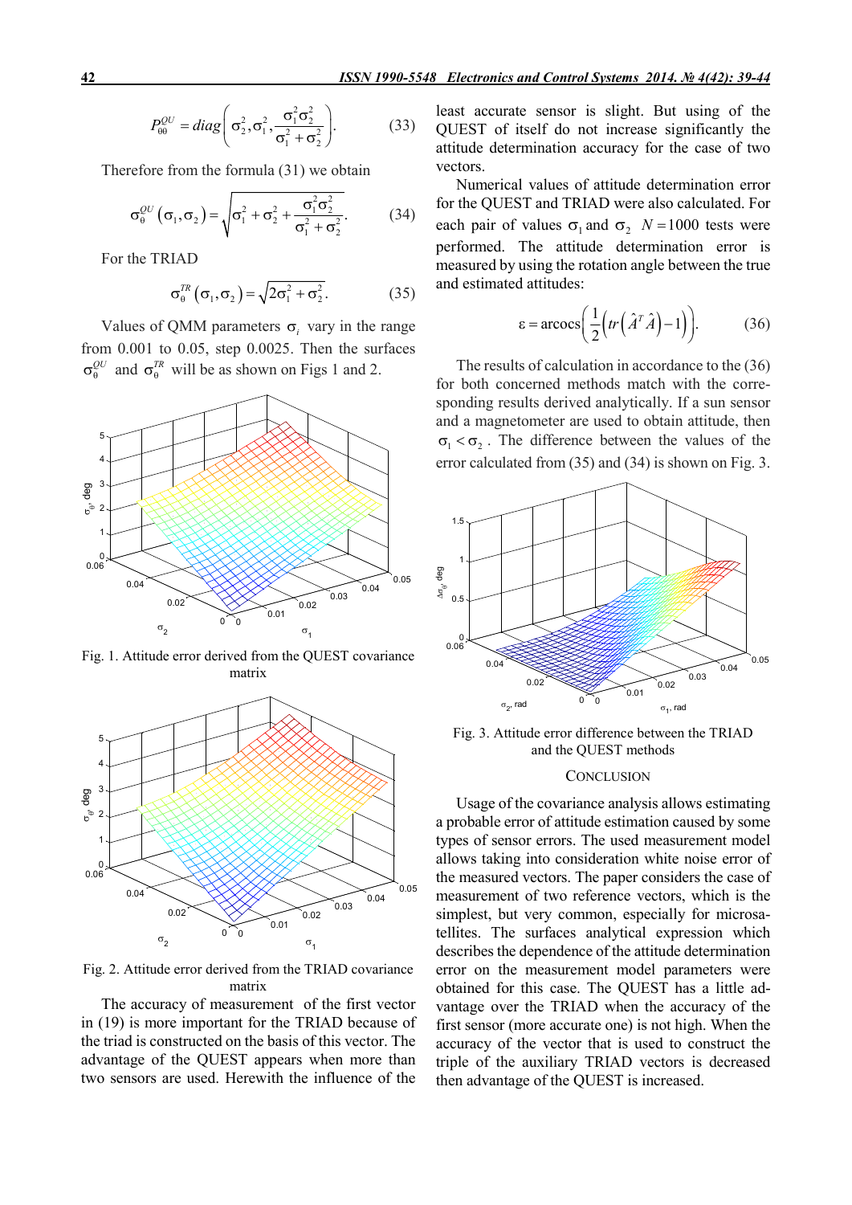$$P_{\theta\theta}^{QU} = diag\left(\sigma_2^2, \sigma_1^2, \frac{\sigma_1^2\sigma_2^2}{\sigma_1^2+\sigma_2^2}\right). \quad (33)$$

Therefore from the formula (31) we obtain

$$\sigma_\theta^{QU}(\sigma_1,\sigma_2) = \sqrt{\sigma_1^2+\sigma_2^2+\frac{\sigma_1^2\sigma_2^2}{\sigma_1^2+\sigma_2^2}}. \quad (34)$$

For the TRIAD

$$\sigma_\theta^{TR}(\sigma_1,\sigma_2) = \sqrt{2\sigma_1^2+\sigma_2^2}. \quad (35)$$

Values of QMM parameters $\sigma_i$ vary in the range from 0.001 to 0.05, step 0.0025. Then the surfaces $\sigma_\theta^{QU}$ and $\sigma_\theta^{TR}$ will be as shown on Figs 1 and 2.

Fig. 1. Attitude error derived from the QUEST covariance matrix

Fig. 2. Attitude error derived from the TRIAD covariance matrix

The accuracy of measurement of the first vector in (19) is more important for the TRIAD because of the triad is constructed on the basis of this vector. The advantage of the QUEST appears when more than two sensors are used. Herewith the influence of the least accurate sensor is slight. But using of the QUEST of itself do not increase significantly the attitude determination accuracy for the case of two vectors.

Numerical values of attitude determination error for the QUEST and TRIAD were also calculated. For each pair of values $\sigma_1$ and $\sigma_2$ $N = 1000$ tests were performed. The attitude determination error is measured by using the rotation angle between the true and estimated attitudes:

$$\varepsilon = \arccos\left(\frac{1}{2}\left(tr\left(\hat{A}^T\hat{A}\right)-1\right)\right). \quad (36)$$

The results of calculation in accordance to the (36) for both concerned methods match with the corresponding results derived analytically. If a sun sensor and a magnetometer are used to obtain attitude, then $\sigma_1 < \sigma_2$. The difference between the values of the error calculated from (35) and (34) is shown on Fig. 3.

Fig. 3. Attitude error difference between the TRIAD and the QUEST methods

## CONCLUSION

Usage of the covariance analysis allows estimating a probable error of attitude estimation caused by some types of sensor errors. The used measurement model allows taking into consideration white noise error of the measured vectors. The paper considers the case of measurement of two reference vectors, which is the simplest, but very common, especially for microsatellites. The surfaces analytical expression which describes the dependence of the attitude determination error on the measurement model parameters were obtained for this case. The QUEST has a little advantage over the TRIAD when the accuracy of the first sensor (more accurate one) is not high. When the accuracy of the vector that is used to construct the triple of the auxiliary TRIAD vectors is decreased then advantage of the QUEST is increased.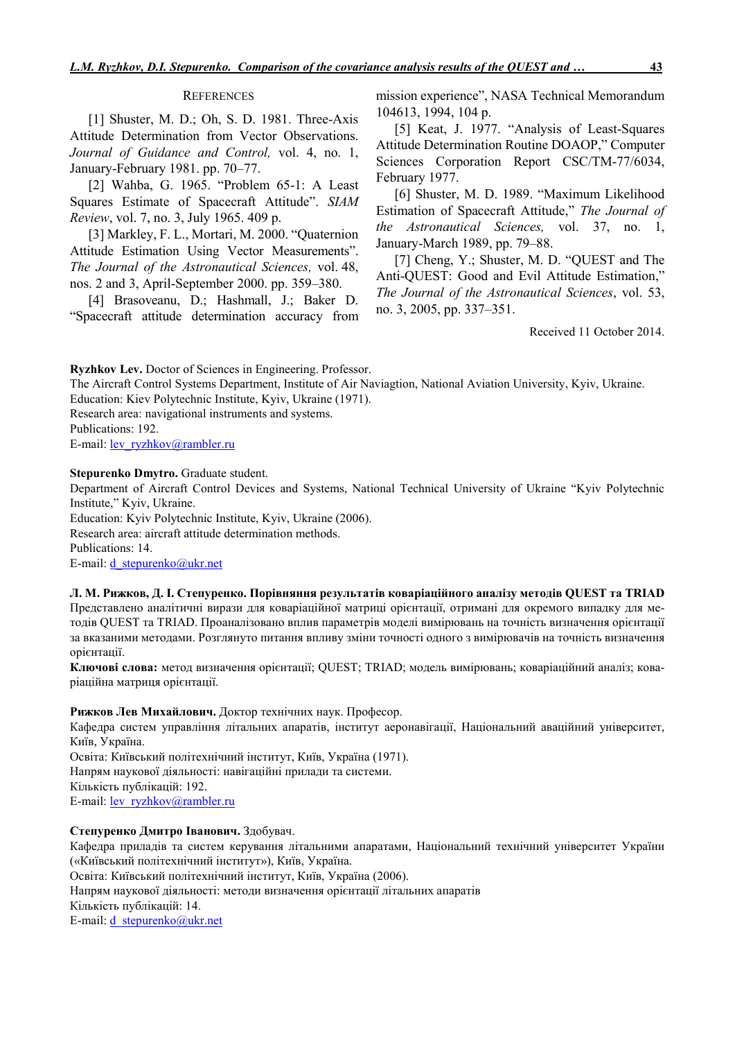## References

[1] Shuster, M. D.; Oh, S. D. 1981. Three-Axis Attitude Determination from Vector Observations. *Journal of Guidance and Control,* vol. 4, no. 1, January-February 1981. pp. 70–77.

[2] Wahba, G. 1965. “Problem 65-1: A Least Squares Estimate of Spacecraft Attitude”. *SIAM Review*, vol. 7, no. 3, July 1965. 409 p.

[3] Markley, F. L., Mortari, M. 2000. “Quaternion Attitude Estimation Using Vector Measurements”. *The Journal of the Astronautical Sciences,* vol. 48, nos. 2 and 3, April-September 2000. pp. 359–380.

[4] Brasoveanu, D.; Hashmall, J.; Baker D. “Spacecraft attitude determination accuracy from mission experience”, NASA Technical Memorandum 104613, 1994, 104 p.

[5] Keat, J. 1977. “Analysis of Least-Squares Attitude Determination Routine DOAOP,” Computer Sciences Corporation Report CSC/TM-77/6034, February 1977.

[6] Shuster, M. D. 1989. “Maximum Likelihood Estimation of Spacecraft Attitude,” *The Journal of the Astronautical Sciences,* vol. 37, no. 1, January-March 1989, pp. 79–88.

[7] Cheng, Y.; Shuster, M. D. “QUEST and The Anti-QUEST: Good and Evil Attitude Estimation,” *The Journal of the Astronautical Sciences*, vol. 53, no. 3, 2005, pp. 337–351.

Received 11 October 2014.

**Ryzhkov Lev.** Doctor of Sciences in Engineering. Professor.
The Aircraft Control Systems Department, Institute of Air Naviagtion, National Aviation University, Kyiv, Ukraine.
Education: Kiev Polytechnic Institute, Kyiv, Ukraine (1971).
Research area: navigational instruments and systems.
Publications: 192.
E-mail: lev_ryzhkov@rambler.ru

**Stepurenko Dmytro.** Graduate student.
Department of Aircraft Control Devices and Systems, National Technical University of Ukraine “Kyiv Polytechnic Institute,” Kyiv, Ukraine.
Education: Kyiv Polytechnic Institute, Kyiv, Ukraine (2006).
Research area: aircraft attitude determination methods.
Publications: 14.
E-mail: d_stepurenko@ukr.net

**Л. М. Рижков, Д. І. Степуренко. Порівняння результатів коваріаційного аналізу методів QUEST та TRIAD**
Представлено аналітичні вирази для коваріаційної матриці орієнтації, отримані для окремого випадку для методів QUEST та TRIAD. Проаналізовано вплив параметрів моделі вимірювань на точність визначення орієнтації за вказаними методами. Розглянуто питання впливу зміни точності одного з вимірювачів на точність визначення орієнтації.
**Ключові слова:** метод визначення орієнтації; QUEST; TRIAD; модель вимірювань; коваріаційний аналіз; коваріаційна матриця орієнтації.

**Рижков Лев Михайлович.** Доктор технічних наук. Професор.
Кафедра систем управління літальних апаратів, інститут аеронавігації, Національний авіаційний університет, Київ, Україна.
Освіта: Київський політехнічний інститут, Київ, Україна (1971).
Напрям наукової діяльності: навігаційні прилади та системи.
Кількість публікацій: 192.
E-mail: lev_ryzhkov@rambler.ru

**Степуренко Дмитро Іванович.** Здобувач.
Кафедра приладів та систем керування літальними апаратами, Національний технічний університет України («Київський політехнічний інститут»), Київ, Україна.
Освіта: Київський політехнічний інститут, Київ, Україна (2006).
Напрям наукової діяльності: методи визначення орієнтації літальних апаратів
Кількість публікацій: 14.
E-mail: d_stepurenko@ukr.net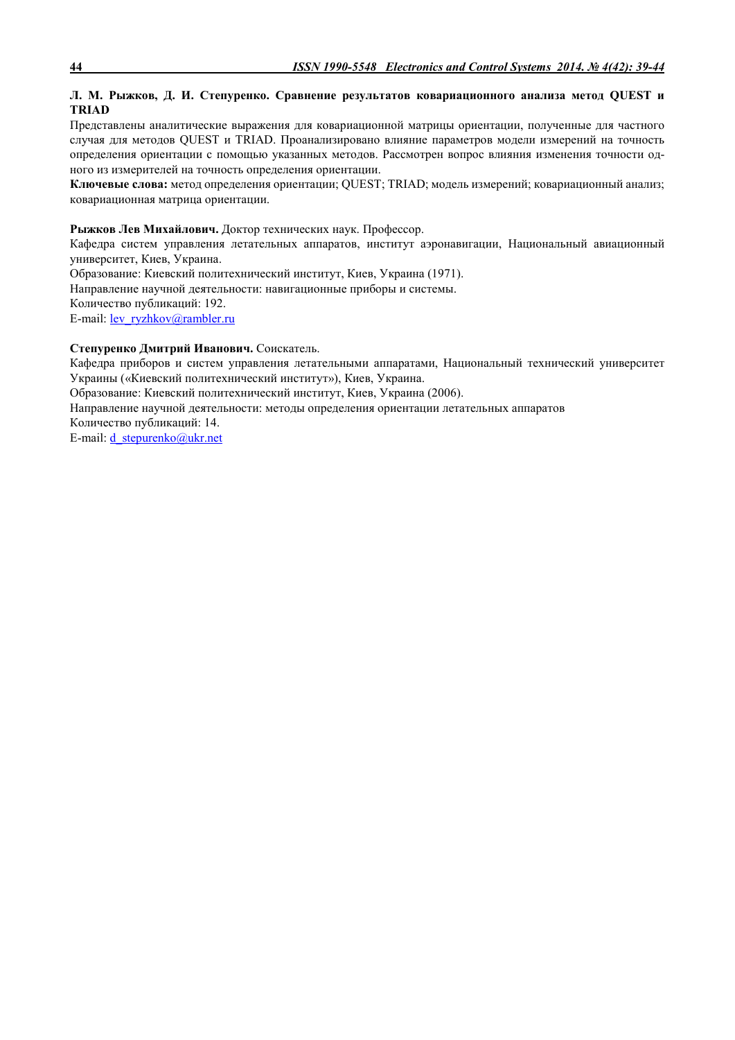**Л. М. Рыжков, Д. И. Степуренко. Сравнение результатов ковариационного анализа метод QUEST и TRIAD**

Представлены аналитические выражения для ковариационной матрицы ориентации, полученные для частного случая для методов QUEST и TRIAD. Проанализировано влияние параметров модели измерений на точность определения ориентации с помощью указанных методов. Рассмотрен вопрос влияния изменения точности одного из измерителей на точность определения ориентации.

**Ключевые слова:** метод определения ориентации; QUEST; TRIAD; модель измерений; ковариационный анализ; ковариационная матрица ориентации.

**Рыжков Лев Михайлович.** Доктор технических наук. Профессор.

Кафедра систем управления летательных аппаратов, институт аэронавигации, Национальный авиационный университет, Киев, Украина.

Образование: Киевский политехнический институт, Киев, Украина (1971).

Направление научной деятельности: навигационные приборы и системы.

Количество публикаций: 192.

E-mail: lev_ryzhkov@rambler.ru

**Степуренко Дмитрий Иванович.** Соискатель.

Кафедра приборов и систем управления летательными аппаратами, Национальный технический университет Украины («Киевский политехнический институт»), Киев, Украина.

Образование: Киевский политехнический институт, Киев, Украина (2006).

Направление научной деятельности: методы определения ориентации летательных аппаратов

Количество публикаций: 14.

E-mail: d_stepurenko@ukr.net